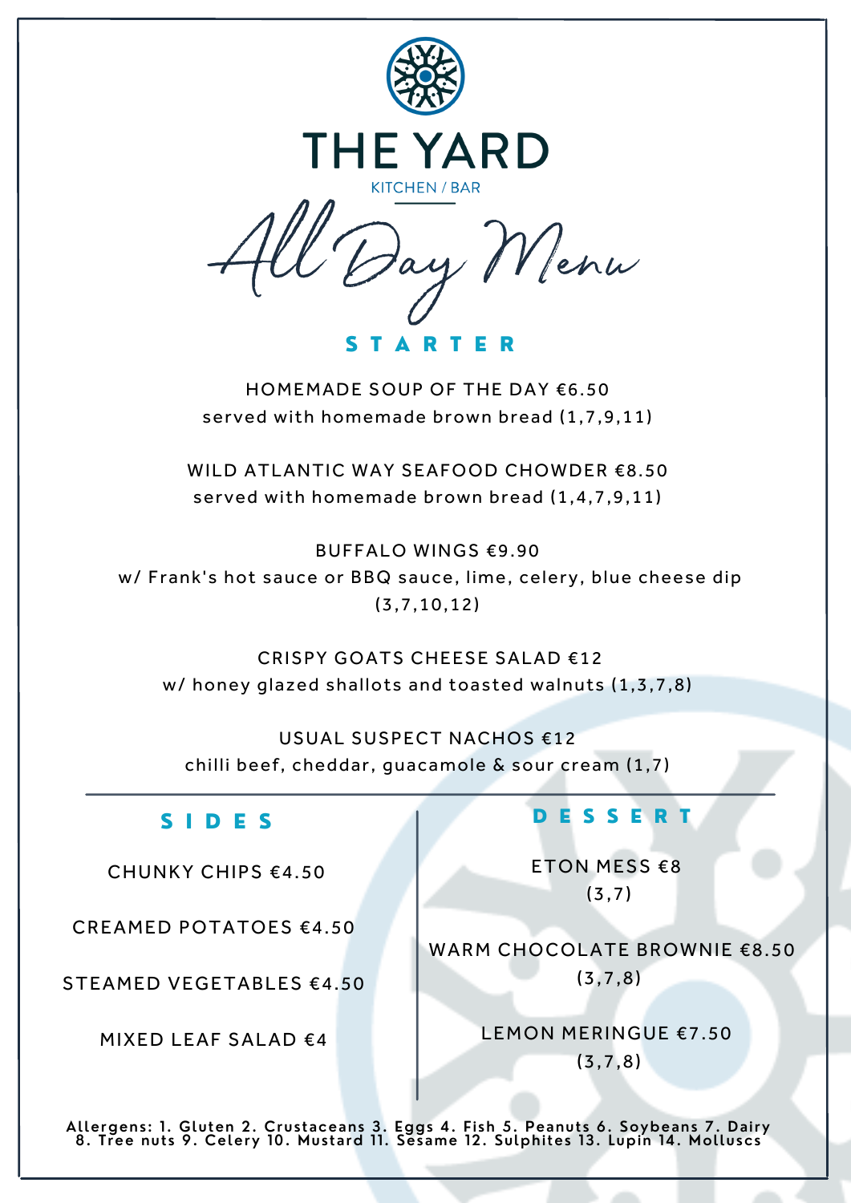# THE YARD

KITCHEN / BAR

*All Day Menu*

## STARTER

HOMEMADE SOUP OF THE DAY €6.50
served with homemade brown bread (1,7,9,11)

WILD ATLANTIC WAY SEAFOOD CHOWDER €8.50
served with homemade brown bread (1,4,7,9,11)

BUFFALO WINGS €9.90
w/ Frank's hot sauce or BBQ sauce, lime, celery, blue cheese dip
(3,7,10,12)

CRISPY GOATS CHEESE SALAD €12
w/ honey glazed shallots and toasted walnuts (1,3,7,8)

USUAL SUSPECT NACHOS €12
chilli beef, cheddar, guacamole & sour cream (1,7)

## SIDES

CHUNKY CHIPS €4.50

CREAMED POTATOES €4.50

STEAMED VEGETABLES €4.50

MIXED LEAF SALAD €4

## DESSERT

ETON MESS €8
(3,7)

WARM CHOCOLATE BROWNIE €8.50
(3,7,8)

LEMON MERINGUE €7.50
(3,7,8)

**Allergens: 1. Gluten 2. Crustaceans 3. Eggs 4. Fish 5. Peanuts 6. Soybeans 7. Dairy 8. Tree nuts 9. Celery 10. Mustard 11. Sesame 12. Sulphites 13. Lupin 14. Molluscs**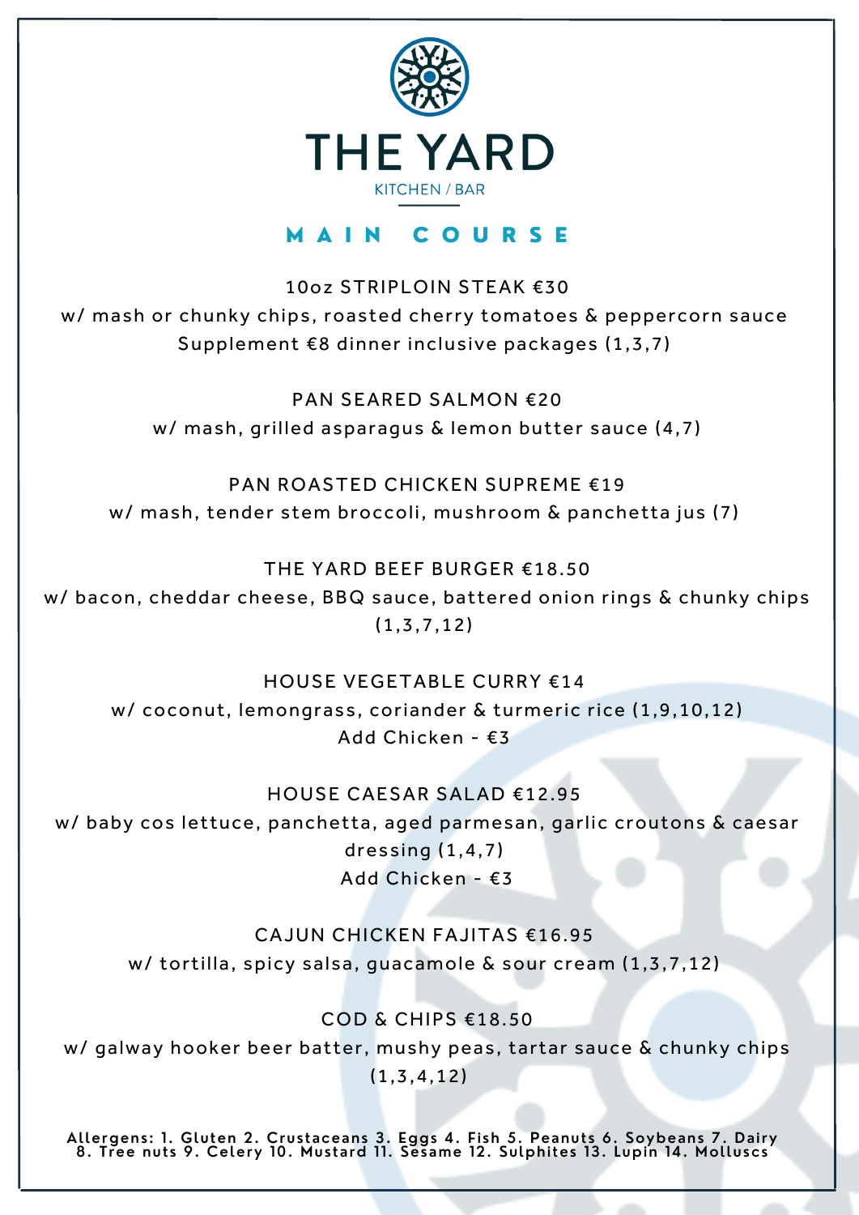# THE YARD

KITCHEN / BAR

## MAIN COURSE

10oz STRIPLOIN STEAK €30

w/ mash or chunky chips, roasted cherry tomatoes & peppercorn sauce
Supplement €8 dinner inclusive packages (1,3,7)

PAN SEARED SALMON €20

w/ mash, grilled asparagus & lemon butter sauce (4,7)

PAN ROASTED CHICKEN SUPREME €19

w/ mash, tender stem broccoli, mushroom & panchetta jus (7)

THE YARD BEEF BURGER €18.50

w/ bacon, cheddar cheese, BBQ sauce, battered onion rings & chunky chips (1,3,7,12)

HOUSE VEGETABLE CURRY €14

w/ coconut, lemongrass, coriander & turmeric rice (1,9,10,12)
Add Chicken - €3

HOUSE CAESAR SALAD €12.95

w/ baby cos lettuce, panchetta, aged parmesan, garlic croutons & caesar dressing (1,4,7)
Add Chicken - €3

CAJUN CHICKEN FAJITAS €16.95

w/ tortilla, spicy salsa, guacamole & sour cream (1,3,7,12)

COD & CHIPS €18.50

w/ galway hooker beer batter, mushy peas, tartar sauce & chunky chips (1,3,4,12)

**Allergens: 1. Gluten 2. Crustaceans 3. Eggs 4. Fish 5. Peanuts 6. Soybeans 7. Dairy 8. Tree nuts 9. Celery 10. Mustard 11. Sesame 12. Sulphites 13. Lupin 14. Molluscs**